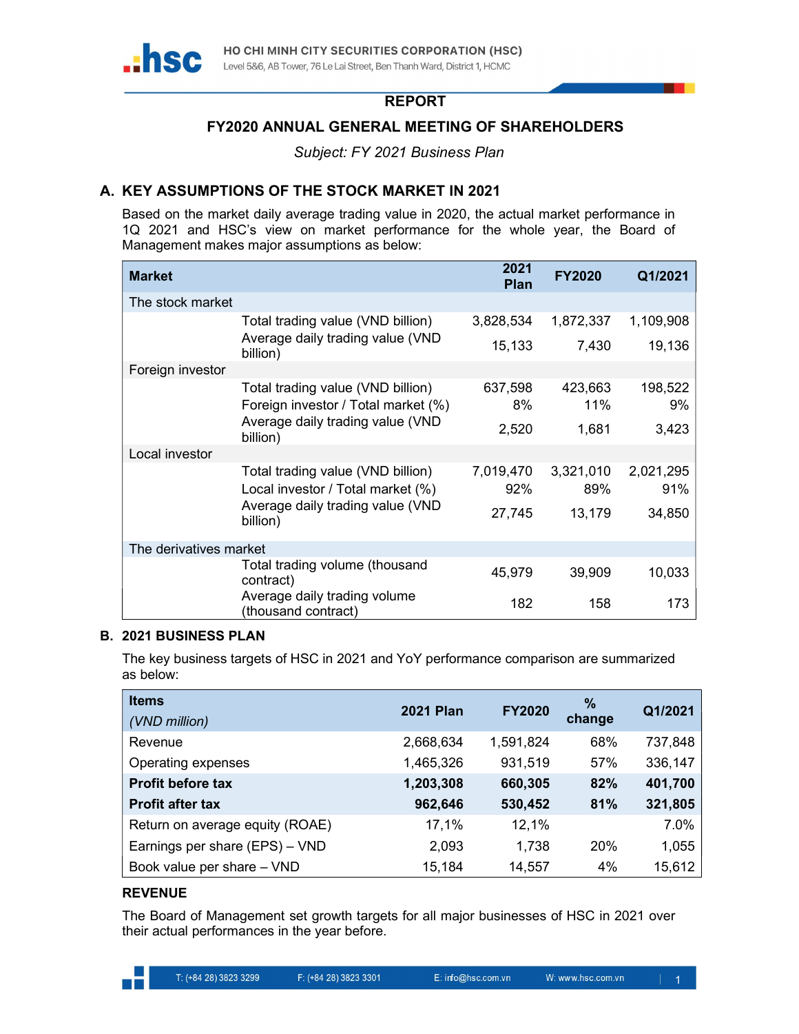# REPORT

## FY2020 ANNUAL GENERAL MEETING OF SHAREHOLDERS

*Subject: FY 2021 Business Plan*

## A. KEY ASSUMPTIONS OF THE STOCK MARKET IN 2021

Based on the market daily average trading value in 2020, the actual market performance in 1Q 2021 and HSC's view on market performance for the whole year, the Board of Management makes major assumptions as below:

| Market | | 2021 Plan | FY2020 | Q1/2021 |
|---|---|---|---|---|
| The stock market | | | | |
| | Total trading value (VND billion) | 3,828,534 | 1,872,337 | 1,109,908 |
| | Average daily trading value (VND billion) | 15,133 | 7,430 | 19,136 |
| Foreign investor | | | | |
| | Total trading value (VND billion) | 637,598 | 423,663 | 198,522 |
| | Foreign investor / Total market (%) | 8% | 11% | 9% |
| | Average daily trading value (VND billion) | 2,520 | 1,681 | 3,423 |
| Local investor | | | | |
| | Total trading value (VND billion) | 7,019,470 | 3,321,010 | 2,021,295 |
| | Local investor / Total market (%) | 92% | 89% | 91% |
| | Average daily trading value (VND billion) | 27,745 | 13,179 | 34,850 |
| The derivatives market | | | | |
| | Total trading volume (thousand contract) | 45,979 | 39,909 | 10,033 |
| | Average daily trading volume (thousand contract) | 182 | 158 | 173 |

## B. 2021 BUSINESS PLAN

The key business targets of HSC in 2021 and YoY performance comparison are summarized as below:

| **Items** *(VND million)* | 2021 Plan | FY2020 | % change | Q1/2021 |
|---|---|---|---|---|
| Revenue | 2,668,634 | 1,591,824 | 68% | 737,848 |
| Operating expenses | 1,465,326 | 931,519 | 57% | 336,147 |
| **Profit before tax** | **1,203,308** | **660,305** | **82%** | **401,700** |
| **Profit after tax** | **962,646** | **530,452** | **81%** | **321,805** |
| Return on average equity (ROAE) | 17,1% | 12,1% | | 7.0% |
| Earnings per share (EPS) – VND | 2,093 | 1,738 | 20% | 1,055 |
| Book value per share – VND | 15,184 | 14,557 | 4% | 15,612 |

### REVENUE

The Board of Management set growth targets for all major businesses of HSC in 2021 over their actual performances in the year before.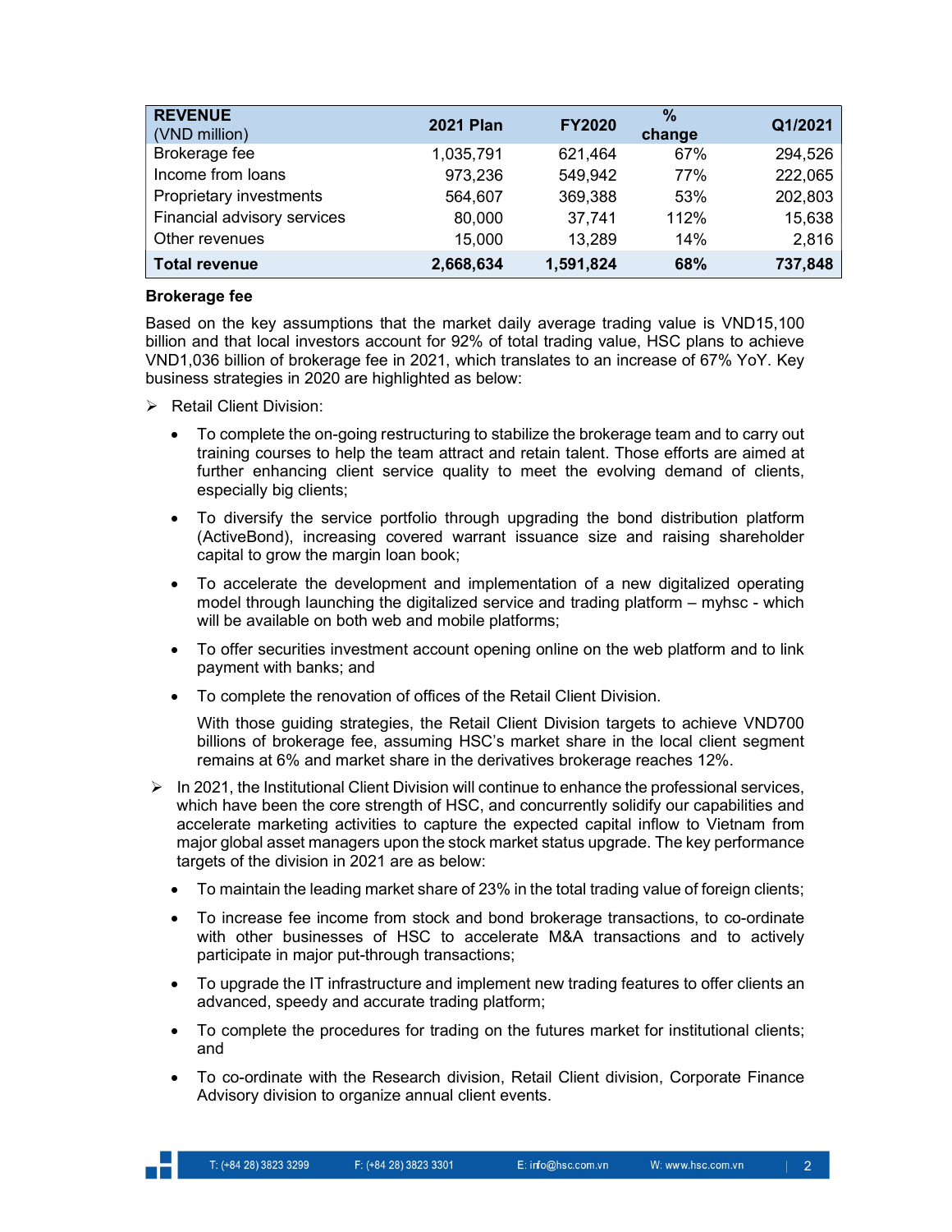| REVENUE (VND million) | 2021 Plan | FY2020 | % change | Q1/2021 |
|---|---|---|---|---|
| Brokerage fee | 1,035,791 | 621,464 | 67% | 294,526 |
| Income from loans | 973,236 | 549,942 | 77% | 222,065 |
| Proprietary investments | 564,607 | 369,388 | 53% | 202,803 |
| Financial advisory services | 80,000 | 37,741 | 112% | 15,638 |
| Other revenues | 15,000 | 13,289 | 14% | 2,816 |
| **Total revenue** | **2,668,634** | **1,591,824** | **68%** | **737,848** |

**Brokerage fee**

Based on the key assumptions that the market daily average trading value is VND15,100 billion and that local investors account for 92% of total trading value, HSC plans to achieve VND1,036 billion of brokerage fee in 2021, which translates to an increase of 67% YoY. Key business strategies in 2020 are highlighted as below:

- Retail Client Division:
  - To complete the on-going restructuring to stabilize the brokerage team and to carry out training courses to help the team attract and retain talent. Those efforts are aimed at further enhancing client service quality to meet the evolving demand of clients, especially big clients;
  - To diversify the service portfolio through upgrading the bond distribution platform (ActiveBond), increasing covered warrant issuance size and raising shareholder capital to grow the margin loan book;
  - To accelerate the development and implementation of a new digitalized operating model through launching the digitalized service and trading platform – myhsc - which will be available on both web and mobile platforms;
  - To offer securities investment account opening online on the web platform and to link payment with banks; and
  - To complete the renovation of offices of the Retail Client Division.

  With those guiding strategies, the Retail Client Division targets to achieve VND700 billions of brokerage fee, assuming HSC's market share in the local client segment remains at 6% and market share in the derivatives brokerage reaches 12%.

- In 2021, the Institutional Client Division will continue to enhance the professional services, which have been the core strength of HSC, and concurrently solidify our capabilities and accelerate marketing activities to capture the expected capital inflow to Vietnam from major global asset managers upon the stock market status upgrade. The key performance targets of the division in 2021 are as below:
  - To maintain the leading market share of 23% in the total trading value of foreign clients;
  - To increase fee income from stock and bond brokerage transactions, to co-ordinate with other businesses of HSC to accelerate M&A transactions and to actively participate in major put-through transactions;
  - To upgrade the IT infrastructure and implement new trading features to offer clients an advanced, speedy and accurate trading platform;
  - To complete the procedures for trading on the futures market for institutional clients; and
  - To co-ordinate with the Research division, Retail Client division, Corporate Finance Advisory division to organize annual client events.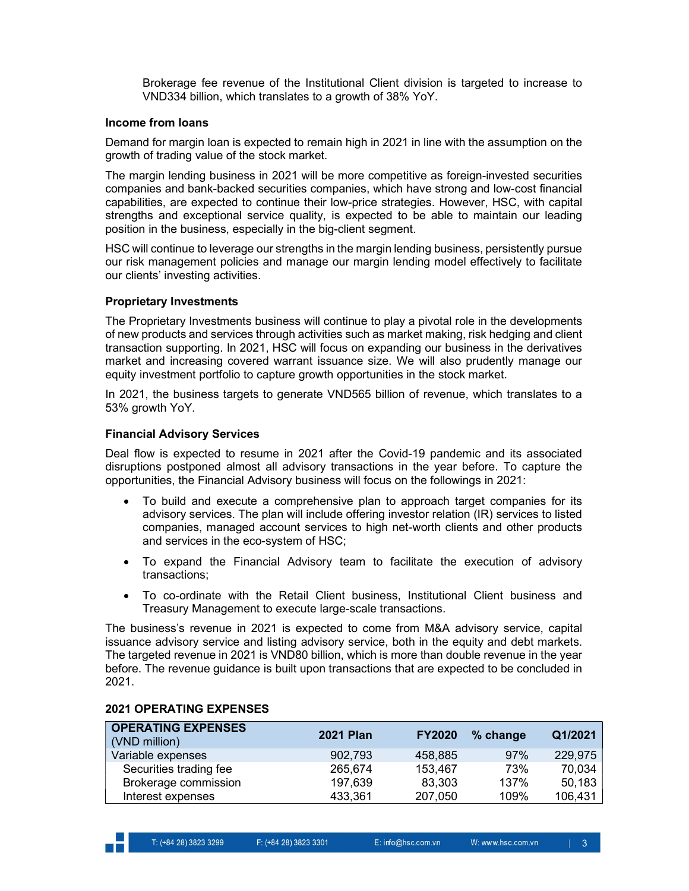Brokerage fee revenue of the Institutional Client division is targeted to increase to VND334 billion, which translates to a growth of 38% YoY.

**Income from loans**

Demand for margin loan is expected to remain high in 2021 in line with the assumption on the growth of trading value of the stock market.

The margin lending business in 2021 will be more competitive as foreign-invested securities companies and bank-backed securities companies, which have strong and low-cost financial capabilities, are expected to continue their low-price strategies. However, HSC, with capital strengths and exceptional service quality, is expected to be able to maintain our leading position in the business, especially in the big-client segment.

HSC will continue to leverage our strengths in the margin lending business, persistently pursue our risk management policies and manage our margin lending model effectively to facilitate our clients' investing activities.

**Proprietary Investments**

The Proprietary Investments business will continue to play a pivotal role in the developments of new products and services through activities such as market making, risk hedging and client transaction supporting. In 2021, HSC will focus on expanding our business in the derivatives market and increasing covered warrant issuance size. We will also prudently manage our equity investment portfolio to capture growth opportunities in the stock market.

In 2021, the business targets to generate VND565 billion of revenue, which translates to a 53% growth YoY.

**Financial Advisory Services**

Deal flow is expected to resume in 2021 after the Covid-19 pandemic and its associated disruptions postponed almost all advisory transactions in the year before. To capture the opportunities, the Financial Advisory business will focus on the followings in 2021:

- To build and execute a comprehensive plan to approach target companies for its advisory services. The plan will include offering investor relation (IR) services to listed companies, managed account services to high net-worth clients and other products and services in the eco-system of HSC;
- To expand the Financial Advisory team to facilitate the execution of advisory transactions;
- To co-ordinate with the Retail Client business, Institutional Client business and Treasury Management to execute large-scale transactions.

The business's revenue in 2021 is expected to come from M&A advisory service, capital issuance advisory service and listing advisory service, both in the equity and debt markets. The targeted revenue in 2021 is VND80 billion, which is more than double revenue in the year before. The revenue guidance is built upon transactions that are expected to be concluded in 2021.

**2021 OPERATING EXPENSES**

| **OPERATING EXPENSES** (VND million) | **2021 Plan** | **FY2020** | **% change** | **Q1/2021** |
|---|---|---|---|---|
| Variable expenses | 902,793 | 458,885 | 97% | 229,975 |
| Securities trading fee | 265,674 | 153,467 | 73% | 70,034 |
| Brokerage commission | 197,639 | 83,303 | 137% | 50,183 |
| Interest expenses | 433,361 | 207,050 | 109% | 106,431 |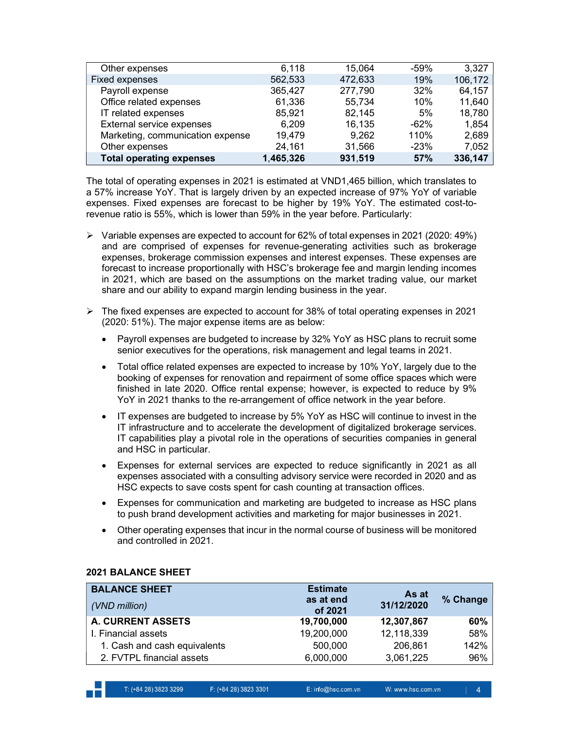| | | | | |
|---|---|---|---|---|
| Other expenses | 6,118 | 15,064 | -59% | 3,327 |
| Fixed expenses | 562,533 | 472,633 | 19% | 106,172 |
| Payroll expense | 365,427 | 277,790 | 32% | 64,157 |
| Office related expenses | 61,336 | 55,734 | 10% | 11,640 |
| IT related expenses | 85,921 | 82,145 | 5% | 18,780 |
| External service expenses | 6,209 | 16,135 | -62% | 1,854 |
| Marketing, communication expense | 19,479 | 9,262 | 110% | 2,689 |
| Other expenses | 24,161 | 31,566 | -23% | 7,052 |
| **Total operating expenses** | **1,465,326** | **931,519** | **57%** | **336,147** |

The total of operating expenses in 2021 is estimated at VND1,465 billion, which translates to a 57% increase YoY. That is largely driven by an expected increase of 97% YoY of variable expenses. Fixed expenses are forecast to be higher by 19% YoY. The estimated cost-to-revenue ratio is 55%, which is lower than 59% in the year before. Particularly:

- Variable expenses are expected to account for 62% of total expenses in 2021 (2020: 49%) and are comprised of expenses for revenue-generating activities such as brokerage expenses, brokerage commission expenses and interest expenses. These expenses are forecast to increase proportionally with HSC's brokerage fee and margin lending incomes in 2021, which are based on the assumptions on the market trading value, our market share and our ability to expand margin lending business in the year.

- The fixed expenses are expected to account for 38% of total operating expenses in 2021 (2020: 51%). The major expense items are as below:
  - Payroll expenses are budgeted to increase by 32% YoY as HSC plans to recruit some senior executives for the operations, risk management and legal teams in 2021.
  - Total office related expenses are expected to increase by 10% YoY, largely due to the booking of expenses for renovation and repairment of some office spaces which were finished in late 2020. Office rental expense; however, is expected to reduce by 9% YoY in 2021 thanks to the re-arrangement of office network in the year before.
  - IT expenses are budgeted to increase by 5% YoY as HSC will continue to invest in the IT infrastructure and to accelerate the development of digitalized brokerage services. IT capabilities play a pivotal role in the operations of securities companies in general and HSC in particular.
  - Expenses for external services are expected to reduce significantly in 2021 as all expenses associated with a consulting advisory service were recorded in 2020 and as HSC expects to save costs spent for cash counting at transaction offices.
  - Expenses for communication and marketing are budgeted to increase as HSC plans to push brand development activities and marketing for major businesses in 2021.
  - Other operating expenses that incur in the normal course of business will be monitored and controlled in 2021.

**2021 BALANCE SHEET**

| **BALANCE SHEET** *(VND million)* | **Estimate as at end of 2021** | **As at 31/12/2020** | **% Change** |
|---|---|---|---|
| **A. CURRENT ASSETS** | **19,700,000** | **12,307,867** | **60%** |
| I. Financial assets | 19,200,000 | 12,118,339 | 58% |
| 1. Cash and cash equivalents | 500,000 | 206,861 | 142% |
| 2. FVTPL financial assets | 6,000,000 | 3,061,225 | 96% |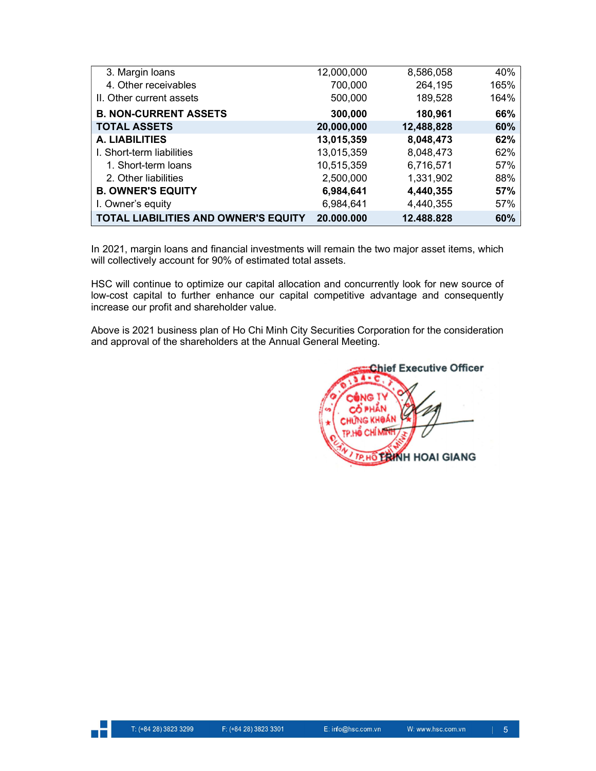| | | | |
|---|---|---|---|
| 3. Margin loans | 12,000,000 | 8,586,058 | 40% |
| 4. Other receivables | 700,000 | 264,195 | 165% |
| II. Other current assets | 500,000 | 189,528 | 164% |
| **B. NON-CURRENT ASSETS** | **300,000** | **180,961** | **66%** |
| **TOTAL ASSETS** | **20,000,000** | **12,488,828** | **60%** |
| **A. LIABILITIES** | **13,015,359** | **8,048,473** | **62%** |
| I. Short-term liabilities | 13,015,359 | 8,048,473 | 62% |
| 1. Short-term loans | 10,515,359 | 6,716,571 | 57% |
| 2. Other liabilities | 2,500,000 | 1,331,902 | 88% |
| **B. OWNER'S EQUITY** | **6,984,641** | **4,440,355** | **57%** |
| I. Owner's equity | 6,984,641 | 4,440,355 | 57% |
| **TOTAL LIABILITIES AND OWNER'S EQUITY** | **20.000.000** | **12.488.828** | **60%** |

In 2021, margin loans and financial investments will remain the two major asset items, which will collectively account for 90% of estimated total assets.

HSC will continue to optimize our capital allocation and concurrently look for new source of low-cost capital to further enhance our capital competitive advantage and consequently increase our profit and shareholder value.

Above is 2021 business plan of Ho Chi Minh City Securities Corporation for the consideration and approval of the shareholders at the Annual General Meeting.

**Chief Executive Officer**

CÔNG TY CỔ PHẦN CHỨNG KHOÁN TP.HỒ CHÍ MINH

**TRINH HOAI GIANG**